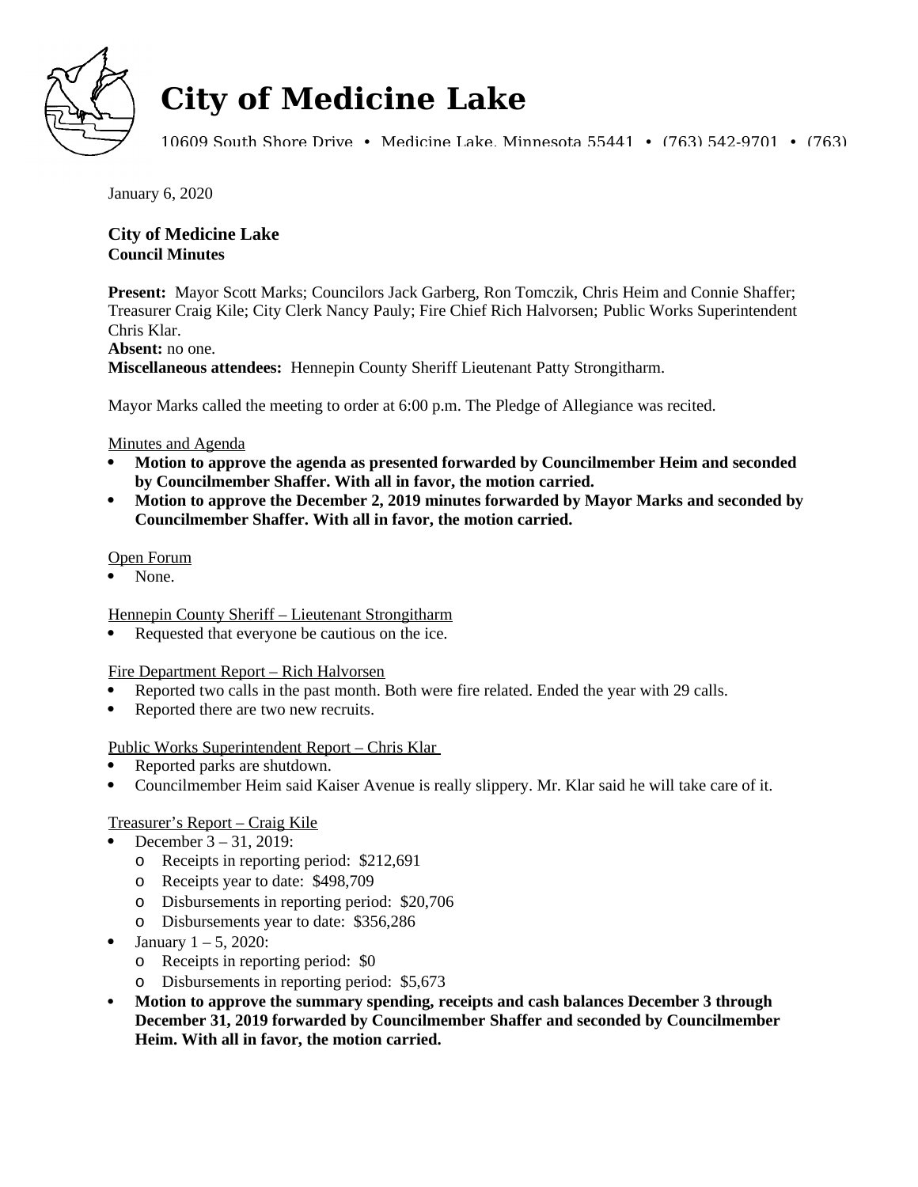# City of Medicine Lake

10609 South Shore Drive • Medicine Lake, Minnesota 55441 • (763) 542-9701 • (763)

January 6, 2020

**City of Medicine Lake**
**Council Minutes**

**Present:** Mayor Scott Marks; Councilors Jack Garberg, Ron Tomczik, Chris Heim and Connie Shaffer; Treasurer Craig Kile; City Clerk Nancy Pauly; Fire Chief Rich Halvorsen; Public Works Superintendent Chris Klar.
**Absent:** no one.
**Miscellaneous attendees:** Hennepin County Sheriff Lieutenant Patty Strongitharm.

Mayor Marks called the meeting to order at 6:00 p.m. The Pledge of Allegiance was recited.

Minutes and Agenda

- **Motion to approve the agenda as presented forwarded by Councilmember Heim and seconded by Councilmember Shaffer. With all in favor, the motion carried.**
- **Motion to approve the December 2, 2019 minutes forwarded by Mayor Marks and seconded by Councilmember Shaffer. With all in favor, the motion carried.**

Open Forum

- None.

Hennepin County Sheriff – Lieutenant Strongitharm

- Requested that everyone be cautious on the ice.

Fire Department Report – Rich Halvorsen

- Reported two calls in the past month. Both were fire related. Ended the year with 29 calls.
- Reported there are two new recruits.

Public Works Superintendent Report – Chris Klar

- Reported parks are shutdown.
- Councilmember Heim said Kaiser Avenue is really slippery. Mr. Klar said he will take care of it.

Treasurer's Report – Craig Kile

- December 3 – 31, 2019:
  - Receipts in reporting period: $212,691
  - Receipts year to date: $498,709
  - Disbursements in reporting period: $20,706
  - Disbursements year to date: $356,286
- January 1 – 5, 2020:
  - Receipts in reporting period: $0
  - Disbursements in reporting period: $5,673
- **Motion to approve the summary spending, receipts and cash balances December 3 through December 31, 2019 forwarded by Councilmember Shaffer and seconded by Councilmember Heim. With all in favor, the motion carried.**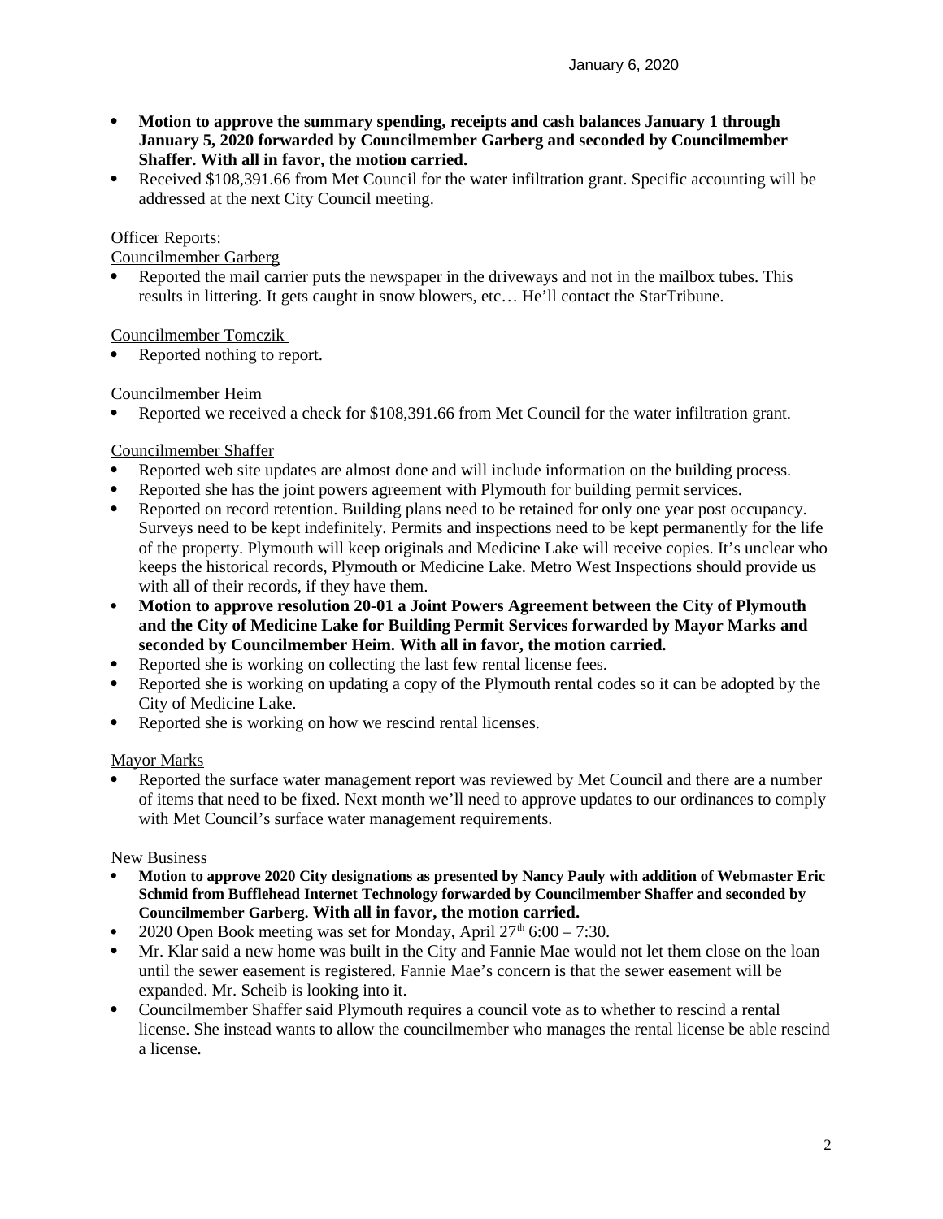- **Motion to approve the summary spending, receipts and cash balances January 1 through January 5, 2020 forwarded by Councilmember Garberg and seconded by Councilmember Shaffer. With all in favor, the motion carried.**
- Received $108,391.66 from Met Council for the water infiltration grant. Specific accounting will be addressed at the next City Council meeting.

Officer Reports:

Councilmember Garberg

- Reported the mail carrier puts the newspaper in the driveways and not in the mailbox tubes. This results in littering. It gets caught in snow blowers, etc… He'll contact the StarTribune.

Councilmember Tomczik

- Reported nothing to report.

Councilmember Heim

- Reported we received a check for $108,391.66 from Met Council for the water infiltration grant.

Councilmember Shaffer

- Reported web site updates are almost done and will include information on the building process.
- Reported she has the joint powers agreement with Plymouth for building permit services.
- Reported on record retention. Building plans need to be retained for only one year post occupancy. Surveys need to be kept indefinitely. Permits and inspections need to be kept permanently for the life of the property. Plymouth will keep originals and Medicine Lake will receive copies. It's unclear who keeps the historical records, Plymouth or Medicine Lake. Metro West Inspections should provide us with all of their records, if they have them.
- **Motion to approve resolution 20-01 a Joint Powers Agreement between the City of Plymouth and the City of Medicine Lake for Building Permit Services forwarded by Mayor Marks and seconded by Councilmember Heim. With all in favor, the motion carried.**
- Reported she is working on collecting the last few rental license fees.
- Reported she is working on updating a copy of the Plymouth rental codes so it can be adopted by the City of Medicine Lake.
- Reported she is working on how we rescind rental licenses.

Mayor Marks

- Reported the surface water management report was reviewed by Met Council and there are a number of items that need to be fixed. Next month we'll need to approve updates to our ordinances to comply with Met Council's surface water management requirements.

New Business

- **Motion to approve 2020 City designations as presented by Nancy Pauly with addition of Webmaster Eric Schmid from Bufflehead Internet Technology forwarded by Councilmember Shaffer and seconded by Councilmember Garberg. With all in favor, the motion carried.**
- 2020 Open Book meeting was set for Monday, April 27th 6:00 – 7:30.
- Mr. Klar said a new home was built in the City and Fannie Mae would not let them close on the loan until the sewer easement is registered. Fannie Mae's concern is that the sewer easement will be expanded. Mr. Scheib is looking into it.
- Councilmember Shaffer said Plymouth requires a council vote as to whether to rescind a rental license. She instead wants to allow the councilmember who manages the rental license be able rescind a license.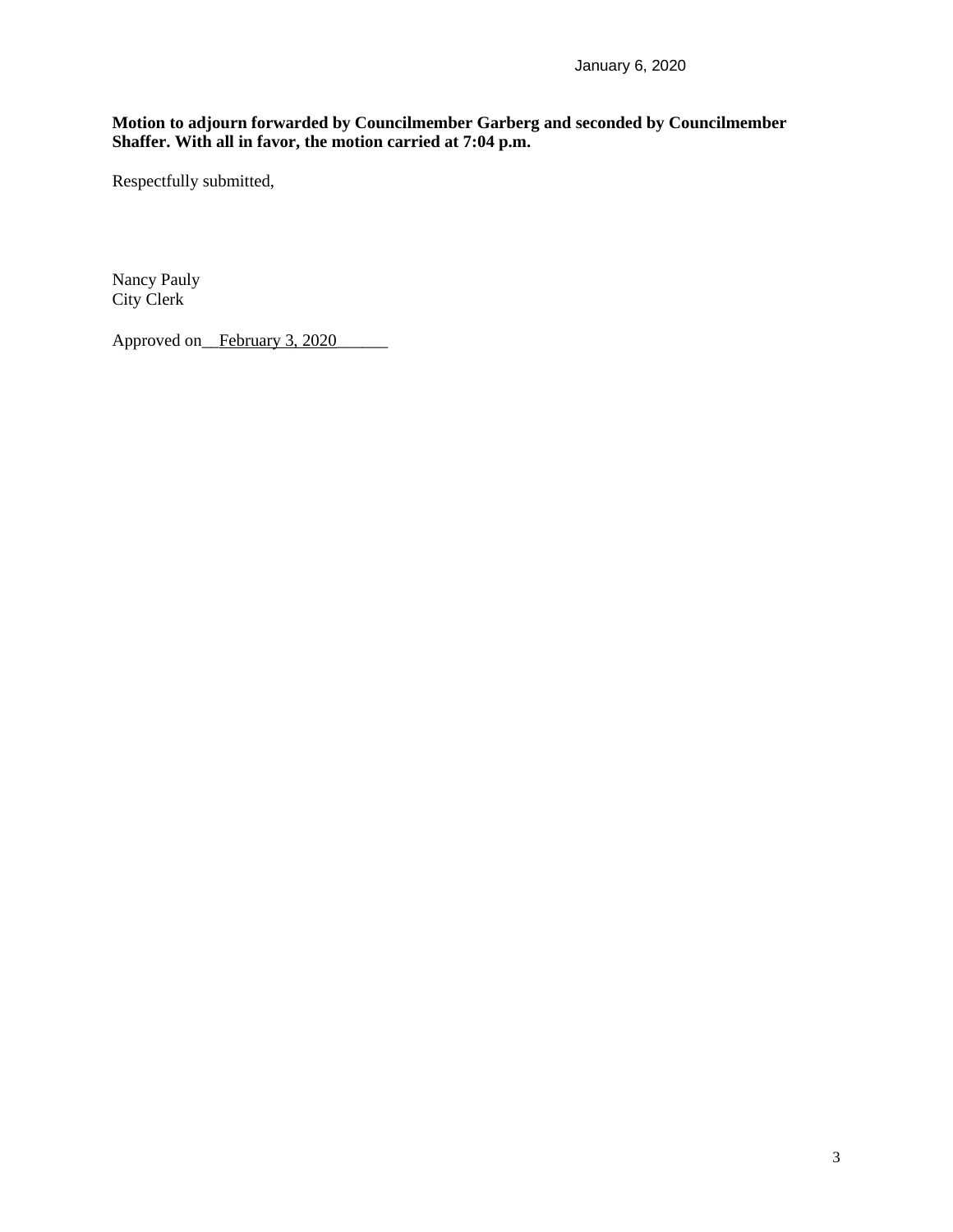**Motion to adjourn forwarded by Councilmember Garberg and seconded by Councilmember Shaffer. With all in favor, the motion carried at 7:04 p.m.**

Respectfully submitted,

Nancy Pauly
City Clerk

Approved on__February 3, 2020______